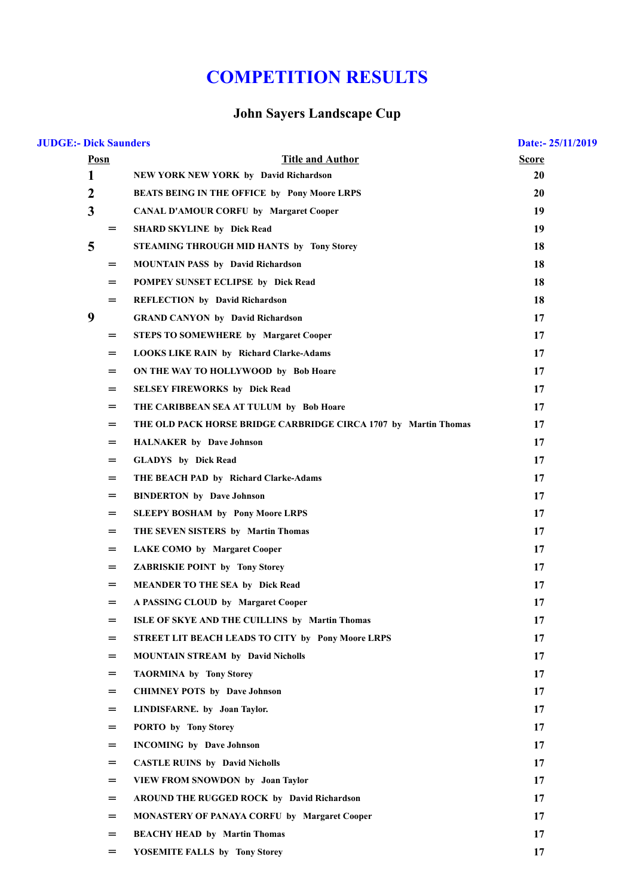# COMPETITION RESULTS

## John Sayers Landscape Cup

**JUDGE:- Dick Saunders** **Date:- 25/11/2019**

| Posn | Title and Author | Score |
|---|---|---|
| 1 | NEW YORK NEW YORK by David Richardson | 20 |
| 2 | BEATS BEING IN THE OFFICE by Pony Moore LRPS | 20 |
| 3 | CANAL D'AMOUR CORFU by Margaret Cooper | 19 |
| = | SHARD SKYLINE by Dick Read | 19 |
| 5 | STEAMING THROUGH MID HANTS by Tony Storey | 18 |
| = | MOUNTAIN PASS by David Richardson | 18 |
| = | POMPEY SUNSET ECLIPSE by Dick Read | 18 |
| = | REFLECTION by David Richardson | 18 |
| 9 | GRAND CANYON by David Richardson | 17 |
| = | STEPS TO SOMEWHERE by Margaret Cooper | 17 |
| = | LOOKS LIKE RAIN by Richard Clarke-Adams | 17 |
| = | ON THE WAY TO HOLLYWOOD by Bob Hoare | 17 |
| = | SELSEY FIREWORKS by Dick Read | 17 |
| = | THE CARIBBEAN SEA AT TULUM by Bob Hoare | 17 |
| = | THE OLD PACK HORSE BRIDGE CARBRIDGE CIRCA 1707 by Martin Thomas | 17 |
| = | HALNAKER by Dave Johnson | 17 |
| = | GLADYS by Dick Read | 17 |
| = | THE BEACH PAD by Richard Clarke-Adams | 17 |
| = | BINDERTON by Dave Johnson | 17 |
| = | SLEEPY BOSHAM by Pony Moore LRPS | 17 |
| = | THE SEVEN SISTERS by Martin Thomas | 17 |
| = | LAKE COMO by Margaret Cooper | 17 |
| = | ZABRISKIE POINT by Tony Storey | 17 |
| = | MEANDER TO THE SEA by Dick Read | 17 |
| = | A PASSING CLOUD by Margaret Cooper | 17 |
| = | ISLE OF SKYE AND THE CUILLINS by Martin Thomas | 17 |
| = | STREET LIT BEACH LEADS TO CITY by Pony Moore LRPS | 17 |
| = | MOUNTAIN STREAM by David Nicholls | 17 |
| = | TAORMINA by Tony Storey | 17 |
| = | CHIMNEY POTS by Dave Johnson | 17 |
| = | LINDISFARNE. by Joan Taylor. | 17 |
| = | PORTO by Tony Storey | 17 |
| = | INCOMING by Dave Johnson | 17 |
| = | CASTLE RUINS by David Nicholls | 17 |
| = | VIEW FROM SNOWDON by Joan Taylor | 17 |
| = | AROUND THE RUGGED ROCK by David Richardson | 17 |
| = | MONASTERY OF PANAYA CORFU by Margaret Cooper | 17 |
| = | BEACHY HEAD by Martin Thomas | 17 |
| = | YOSEMITE FALLS by Tony Storey | 17 |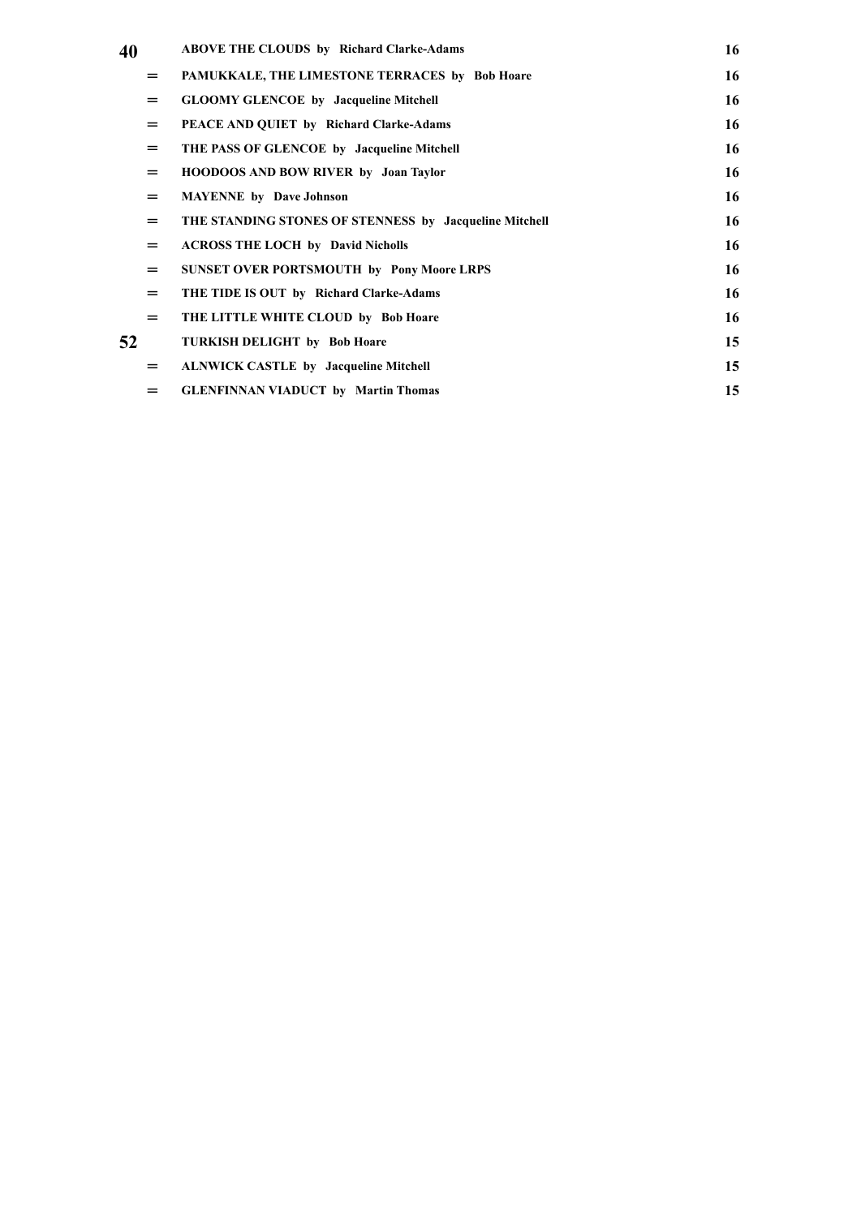| | | |
|---|---|---|
| **40** | **ABOVE THE CLOUDS by Richard Clarke-Adams** | **16** |
| **=** | **PAMUKKALE, THE LIMESTONE TERRACES by Bob Hoare** | **16** |
| **=** | **GLOOMY GLENCOE by Jacqueline Mitchell** | **16** |
| **=** | **PEACE AND QUIET by Richard Clarke-Adams** | **16** |
| **=** | **THE PASS OF GLENCOE by Jacqueline Mitchell** | **16** |
| **=** | **HOODOOS AND BOW RIVER by Joan Taylor** | **16** |
| **=** | **MAYENNE by Dave Johnson** | **16** |
| **=** | **THE STANDING STONES OF STENNESS by Jacqueline Mitchell** | **16** |
| **=** | **ACROSS THE LOCH by David Nicholls** | **16** |
| **=** | **SUNSET OVER PORTSMOUTH by Pony Moore LRPS** | **16** |
| **=** | **THE TIDE IS OUT by Richard Clarke-Adams** | **16** |
| **=** | **THE LITTLE WHITE CLOUD by Bob Hoare** | **16** |
| **52** | **TURKISH DELIGHT by Bob Hoare** | **15** |
| **=** | **ALNWICK CASTLE by Jacqueline Mitchell** | **15** |
| **=** | **GLENFINNAN VIADUCT by Martin Thomas** | **15** |